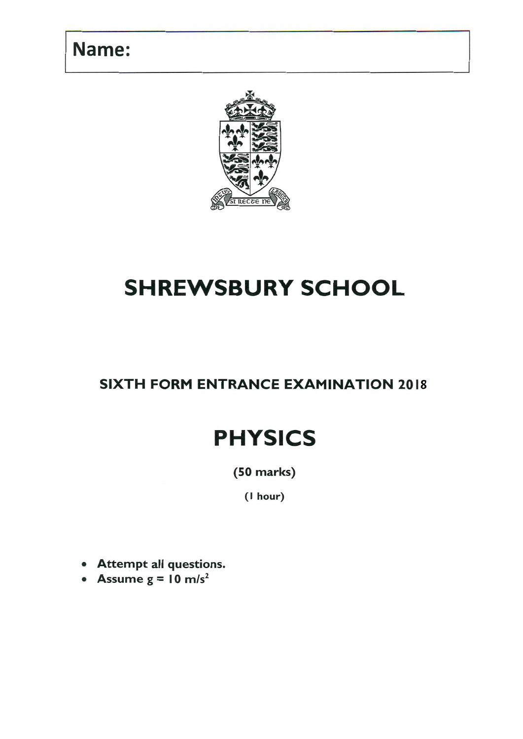Name:

# SHREWSBURY SCHOOL

## SIXTH FORM ENTRANCE EXAMINATION 2018

# PHYSICS

**(50 marks)**

**(1 hour)**

- **Attempt all questions.**
- **Assume $g = 10\ m/s^2$**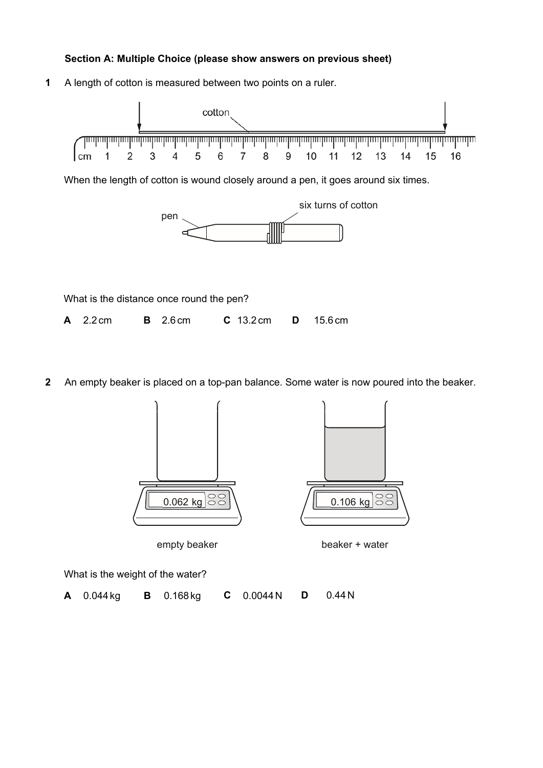**Section A: Multiple Choice (please show answers on previous sheet)**

**1** A length of cotton is measured between two points on a ruler.

cotton

cm 1 2 3 4 5 6 7 8 9 10 11 12 13 14 15 16

When the length of cotton is wound closely around a pen, it goes around six times.

pen

six turns of cotton

What is the distance once round the pen?

**A** 2.2 cm **B** 2.6 cm **C** 13.2 cm **D** 15.6 cm

**2** An empty beaker is placed on a top-pan balance. Some water is now poured into the beaker.

0.062 kg

empty beaker

0.106 kg

beaker + water

What is the weight of the water?

**A** 0.044 kg **B** 0.168 kg **C** 0.0044 N **D** 0.44 N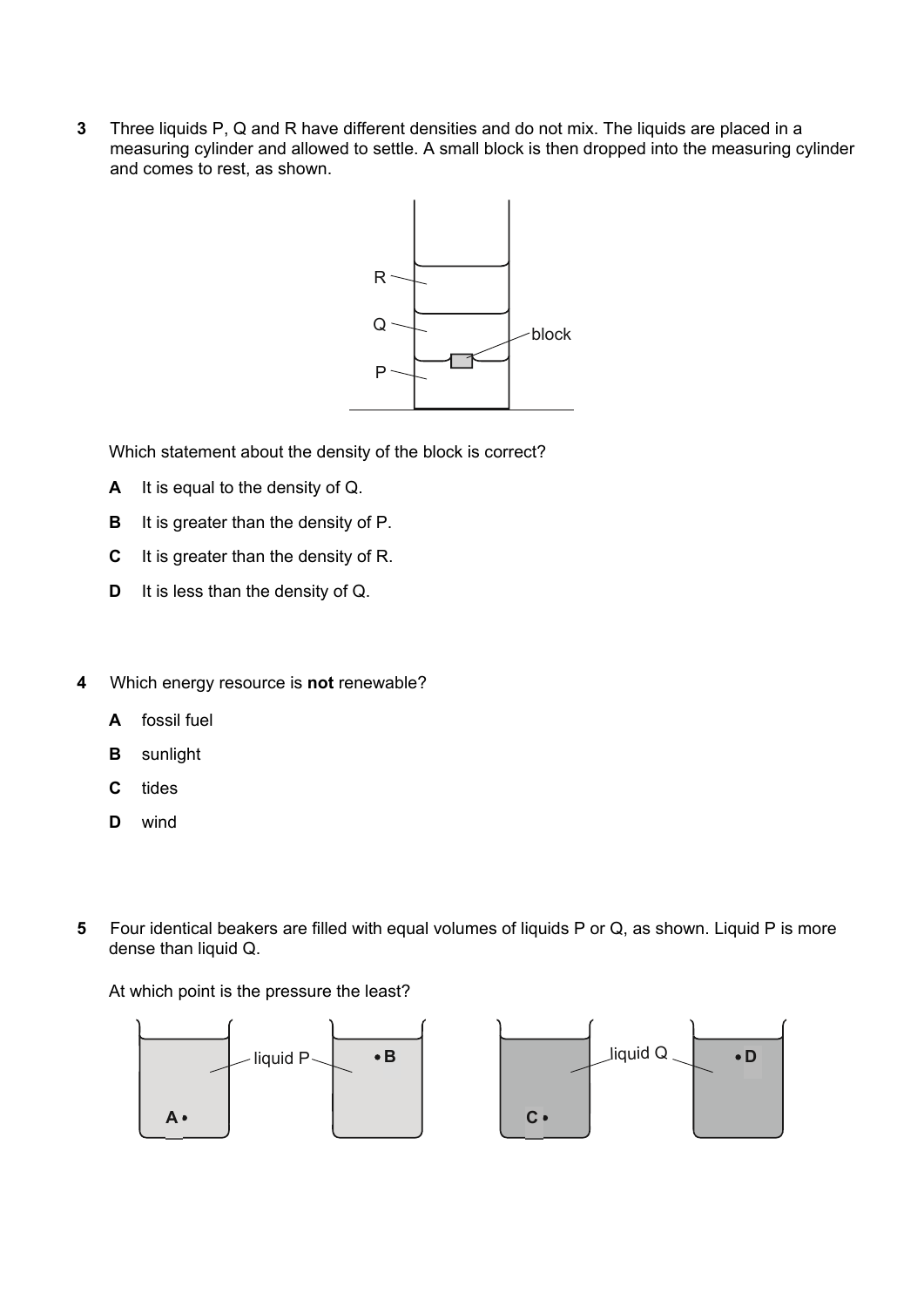3 Three liquids P, Q and R have different densities and do not mix. The liquids are placed in a measuring cylinder and allowed to settle. A small block is then dropped into the measuring cylinder and comes to rest, as shown.

Which statement about the density of the block is correct?

**A** It is equal to the density of Q.

**B** It is greater than the density of P.

**C** It is greater than the density of R.

**D** It is less than the density of Q.

4 Which energy resource is **not** renewable?

**A** fossil fuel

**B** sunlight

**C** tides

**D** wind

5 Four identical beakers are filled with equal volumes of liquids P or Q, as shown. Liquid P is more dense than liquid Q.

At which point is the pressure the least?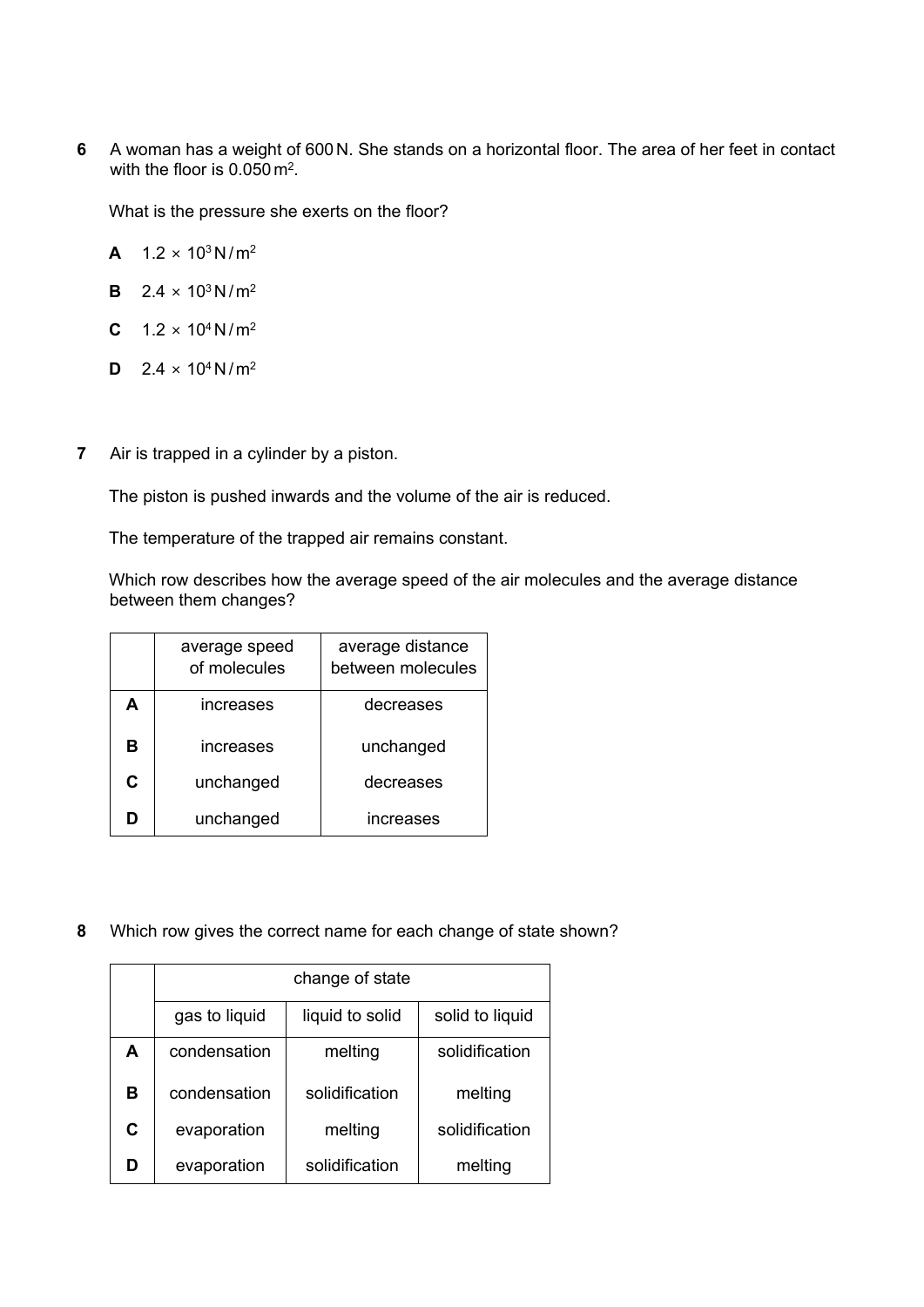**6** A woman has a weight of 600 N. She stands on a horizontal floor. The area of her feet in contact with the floor is $0.050\,m^2$.

What is the pressure she exerts on the floor?

**A** $1.2 \times 10^3\,N/m^2$

**B** $2.4 \times 10^3\,N/m^2$

**C** $1.2 \times 10^4\,N/m^2$

**D** $2.4 \times 10^4\,N/m^2$

**7** Air is trapped in a cylinder by a piston.

The piston is pushed inwards and the volume of the air is reduced.

The temperature of the trapped air remains constant.

Which row describes how the average speed of the air molecules and the average distance between them changes?

| | average speed of molecules | average distance between molecules |
|---|---|---|
| **A** | increases | decreases |
| **B** | increases | unchanged |
| **C** | unchanged | decreases |
| **D** | unchanged | increases |

**8** Which row gives the correct name for each change of state shown?

| | change of state | | |
|---|---|---|---|
| | gas to liquid | liquid to solid | solid to liquid |
| **A** | condensation | melting | solidification |
| **B** | condensation | solidification | melting |
| **C** | evaporation | melting | solidification |
| **D** | evaporation | solidification | melting |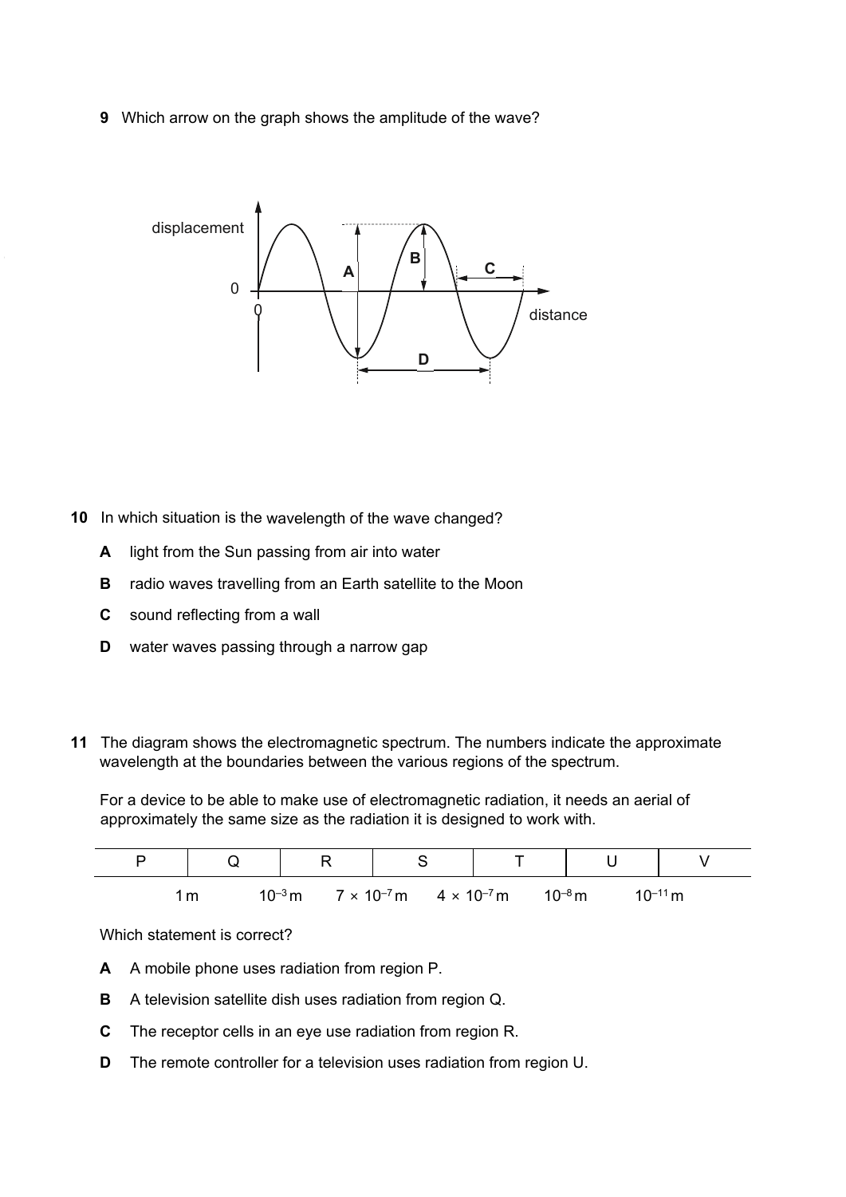**9** Which arrow on the graph shows the amplitude of the wave?

**10** In which situation is the wavelength of the wave changed?

**A** light from the Sun passing from air into water

**B** radio waves travelling from an Earth satellite to the Moon

**C** sound reflecting from a wall

**D** water waves passing through a narrow gap

**11** The diagram shows the electromagnetic spectrum. The numbers indicate the approximate wavelength at the boundaries between the various regions of the spectrum.

For a device to be able to make use of electromagnetic radiation, it needs an aerial of approximately the same size as the radiation it is designed to work with.

| P | Q | R | S | T | U | V |
|---|---|---|---|---|---|---|

Boundaries (left to right): 1 m, $10^{-3}$ m, $7 \times 10^{-7}$ m, $4 \times 10^{-7}$ m, $10^{-8}$ m, $10^{-11}$ m

Which statement is correct?

**A** A mobile phone uses radiation from region P.

**B** A television satellite dish uses radiation from region Q.

**C** The receptor cells in an eye use radiation from region R.

**D** The remote controller for a television uses radiation from region U.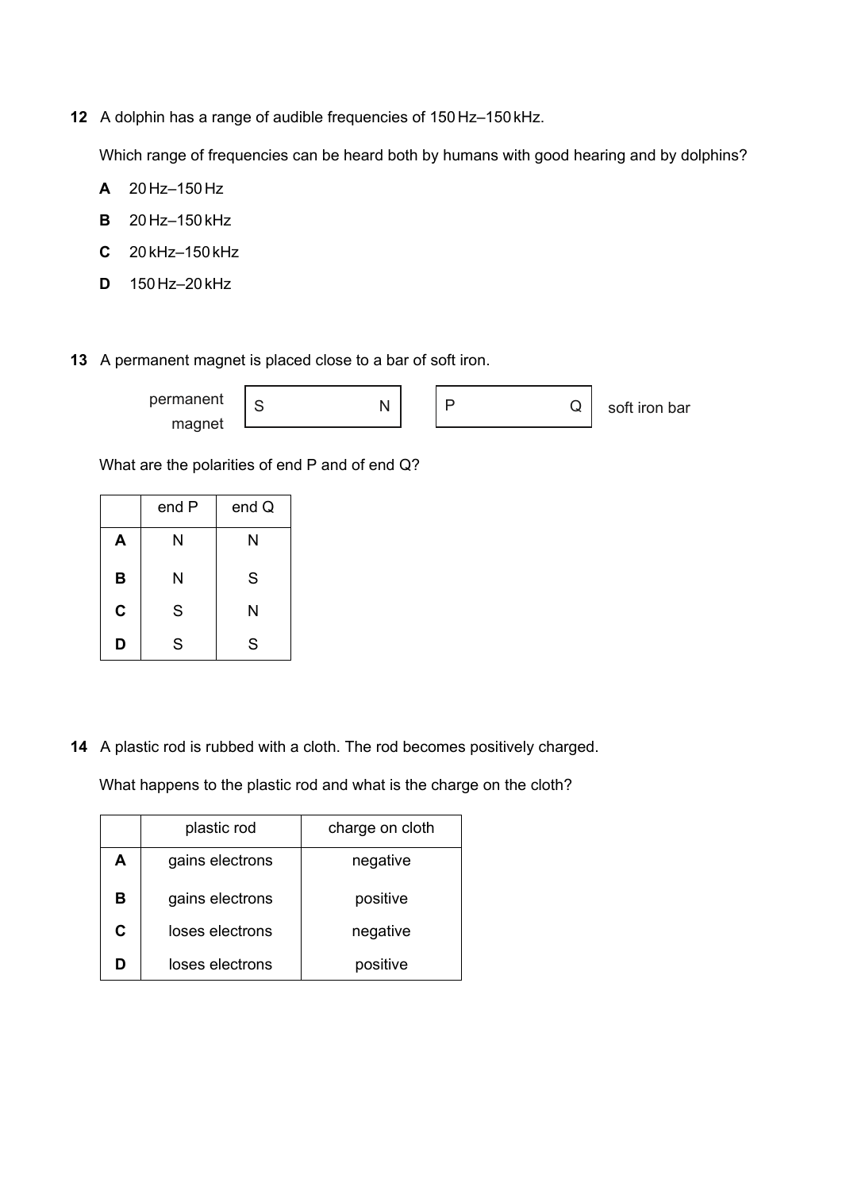12 A dolphin has a range of audible frequencies of 150 Hz–150 kHz.

Which range of frequencies can be heard both by humans with good hearing and by dolphins?

**A** 20 Hz–150 Hz

**B** 20 Hz–150 kHz

**C** 20 kHz–150 kHz

**D** 150 Hz–20 kHz

13 A permanent magnet is placed close to a bar of soft iron.

| permanent magnet | S | N | | P | Q | soft iron bar |
|---|---|---|---|---|---|---|

What are the polarities of end P and of end Q?

| | end P | end Q |
|---|---|---|
| **A** | N | N |
| **B** | N | S |
| **C** | S | N |
| **D** | S | S |

14 A plastic rod is rubbed with a cloth. The rod becomes positively charged.

What happens to the plastic rod and what is the charge on the cloth?

| | plastic rod | charge on cloth |
|---|---|---|
| **A** | gains electrons | negative |
| **B** | gains electrons | positive |
| **C** | loses electrons | negative |
| **D** | loses electrons | positive |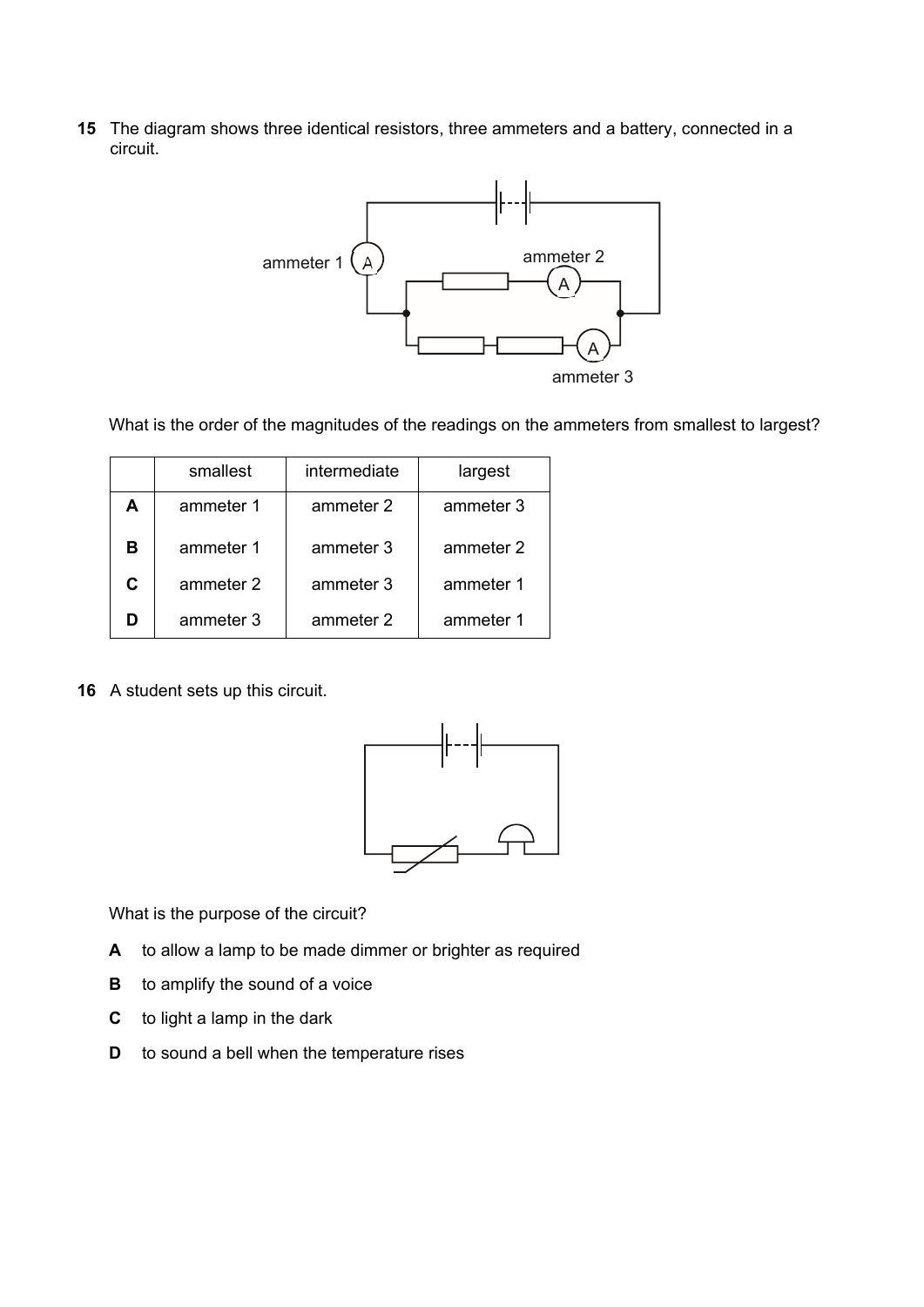**15** The diagram shows three identical resistors, three ammeters and a battery, connected in a circuit.

What is the order of the magnitudes of the readings on the ammeters from smallest to largest?

| | smallest | intermediate | largest |
|---|---|---|---|
| **A** | ammeter 1 | ammeter 2 | ammeter 3 |
| **B** | ammeter 1 | ammeter 3 | ammeter 2 |
| **C** | ammeter 2 | ammeter 3 | ammeter 1 |
| **D** | ammeter 3 | ammeter 2 | ammeter 1 |

**16** A student sets up this circuit.

What is the purpose of the circuit?

**A** to allow a lamp to be made dimmer or brighter as required

**B** to amplify the sound of a voice

**C** to light a lamp in the dark

**D** to sound a bell when the temperature rises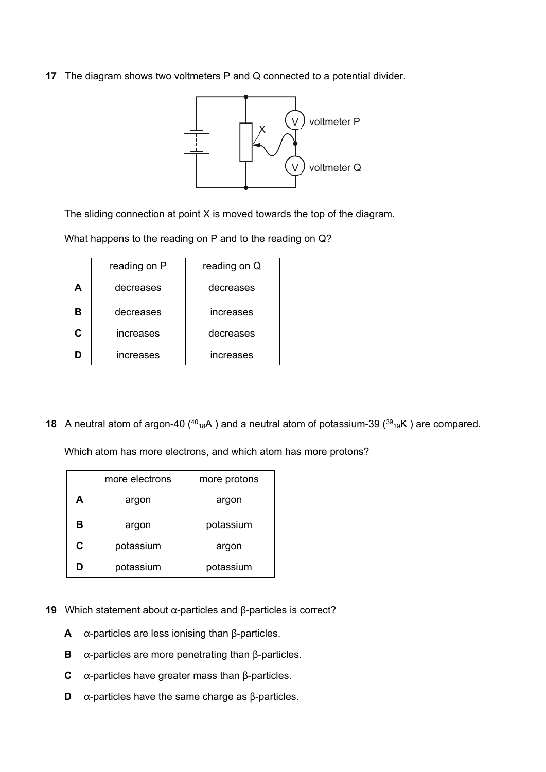**17** The diagram shows two voltmeters P and Q connected to a potential divider.

The sliding connection at point X is moved towards the top of the diagram.

What happens to the reading on P and to the reading on Q?

| | reading on P | reading on Q |
|---|---|---|
| **A** | decreases | decreases |
| **B** | decreases | increases |
| **C** | increases | decreases |
| **D** | increases | increases |

**18** A neutral atom of argon-40 ($^{40}_{18}A$ ) and a neutral atom of potassium-39 ($^{39}_{19}K$ ) are compared.

Which atom has more electrons, and which atom has more protons?

| | more electrons | more protons |
|---|---|---|
| **A** | argon | argon |
| **B** | argon | potassium |
| **C** | potassium | argon |
| **D** | potassium | potassium |

**19** Which statement about α-particles and β-particles is correct?

**A** α-particles are less ionising than β-particles.

**B** α-particles are more penetrating than β-particles.

**C** α-particles have greater mass than β-particles.

**D** α-particles have the same charge as β-particles.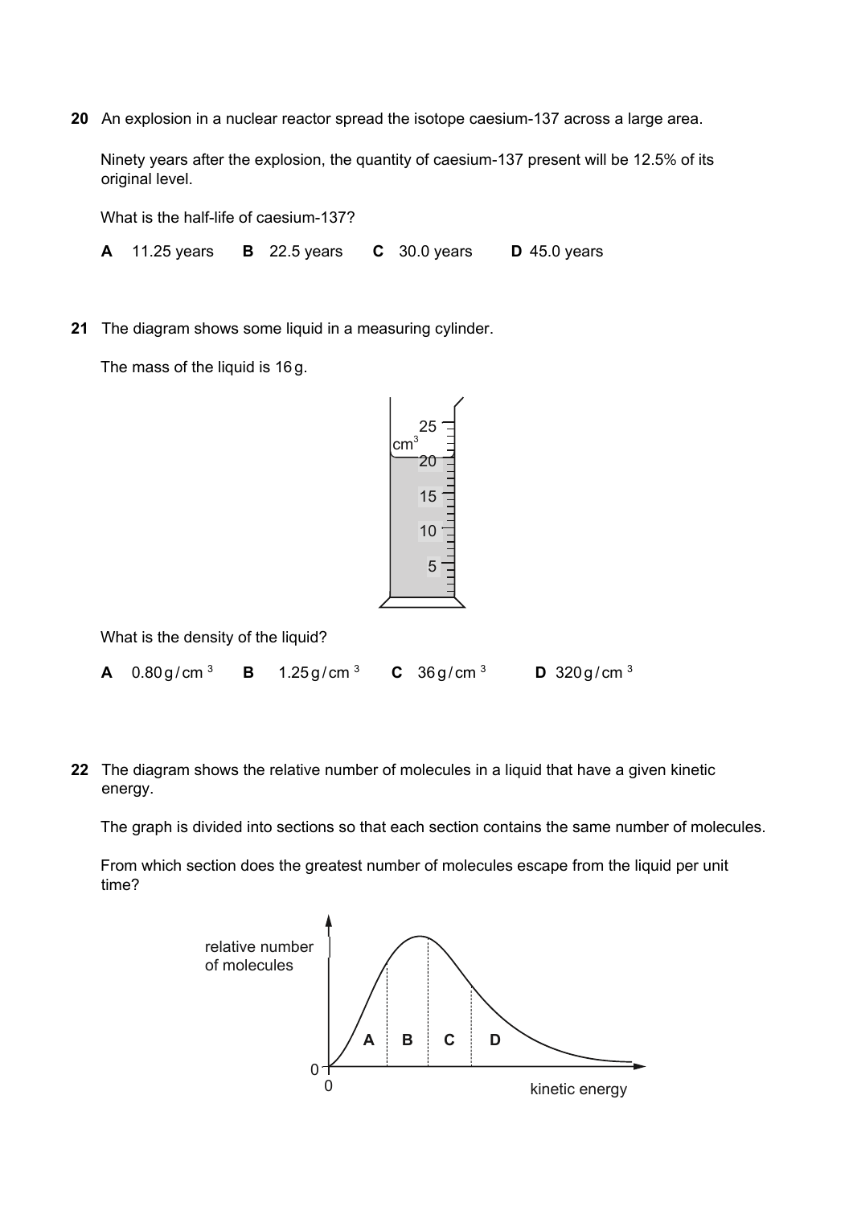**20** An explosion in a nuclear reactor spread the isotope caesium-137 across a large area.

Ninety years after the explosion, the quantity of caesium-137 present will be 12.5% of its original level.

What is the half-life of caesium-137?

**A** 11.25 years **B** 22.5 years **C** 30.0 years **D** 45.0 years

**21** The diagram shows some liquid in a measuring cylinder.

The mass of the liquid is 16 g.

What is the density of the liquid?

**A** $0.80\,g/cm^3$ **B** $1.25\,g/cm^3$ **C** $36\,g/cm^3$ **D** $320\,g/cm^3$

**22** The diagram shows the relative number of molecules in a liquid that have a given kinetic energy.

The graph is divided into sections so that each section contains the same number of molecules.

From which section does the greatest number of molecules escape from the liquid per unit time?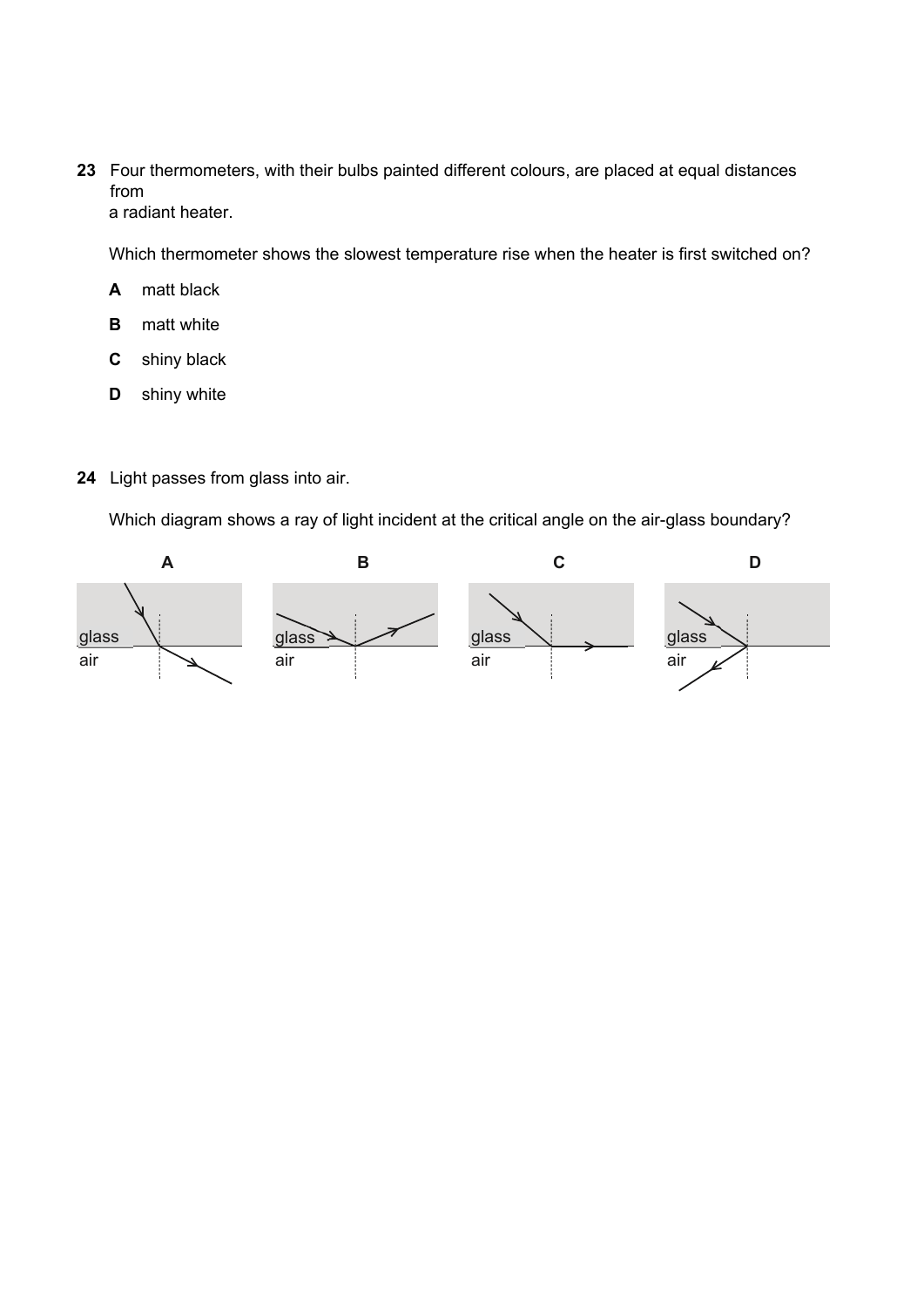**23** Four thermometers, with their bulbs painted different colours, are placed at equal distances from
a radiant heater.

Which thermometer shows the slowest temperature rise when the heater is first switched on?

**A** matt black

**B** matt white

**C** shiny black

**D** shiny white

**24** Light passes from glass into air.

Which diagram shows a ray of light incident at the critical angle on the air-glass boundary?

| **A** | **B** | **C** | **D** |
|---|---|---|---|
| glass / air | glass / air | glass / air | glass / air |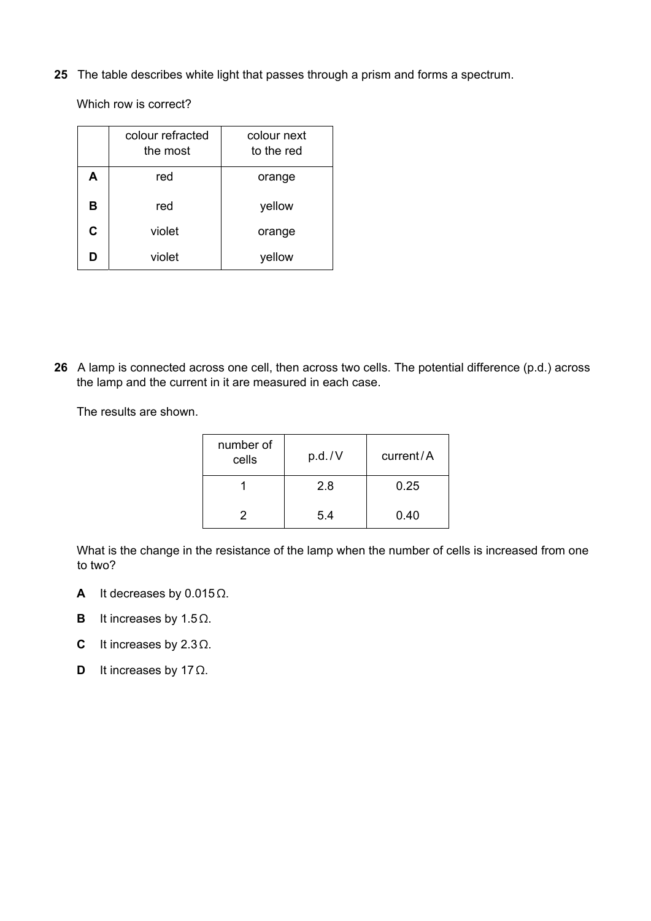**25** The table describes white light that passes through a prism and forms a spectrum.

Which row is correct?

| | colour refracted the most | colour next to the red |
|---|---|---|
| **A** | red | orange |
| **B** | red | yellow |
| **C** | violet | orange |
| **D** | violet | yellow |

**26** A lamp is connected across one cell, then across two cells. The potential difference (p.d.) across the lamp and the current in it are measured in each case.

The results are shown.

| number of cells | p.d. / V | current / A |
|---|---|---|
| 1 | 2.8 | 0.25 |
| 2 | 5.4 | 0.40 |

What is the change in the resistance of the lamp when the number of cells is increased from one to two?

**A** It decreases by 0.015 Ω.

**B** It increases by 1.5 Ω.

**C** It increases by 2.3 Ω.

**D** It increases by 17 Ω.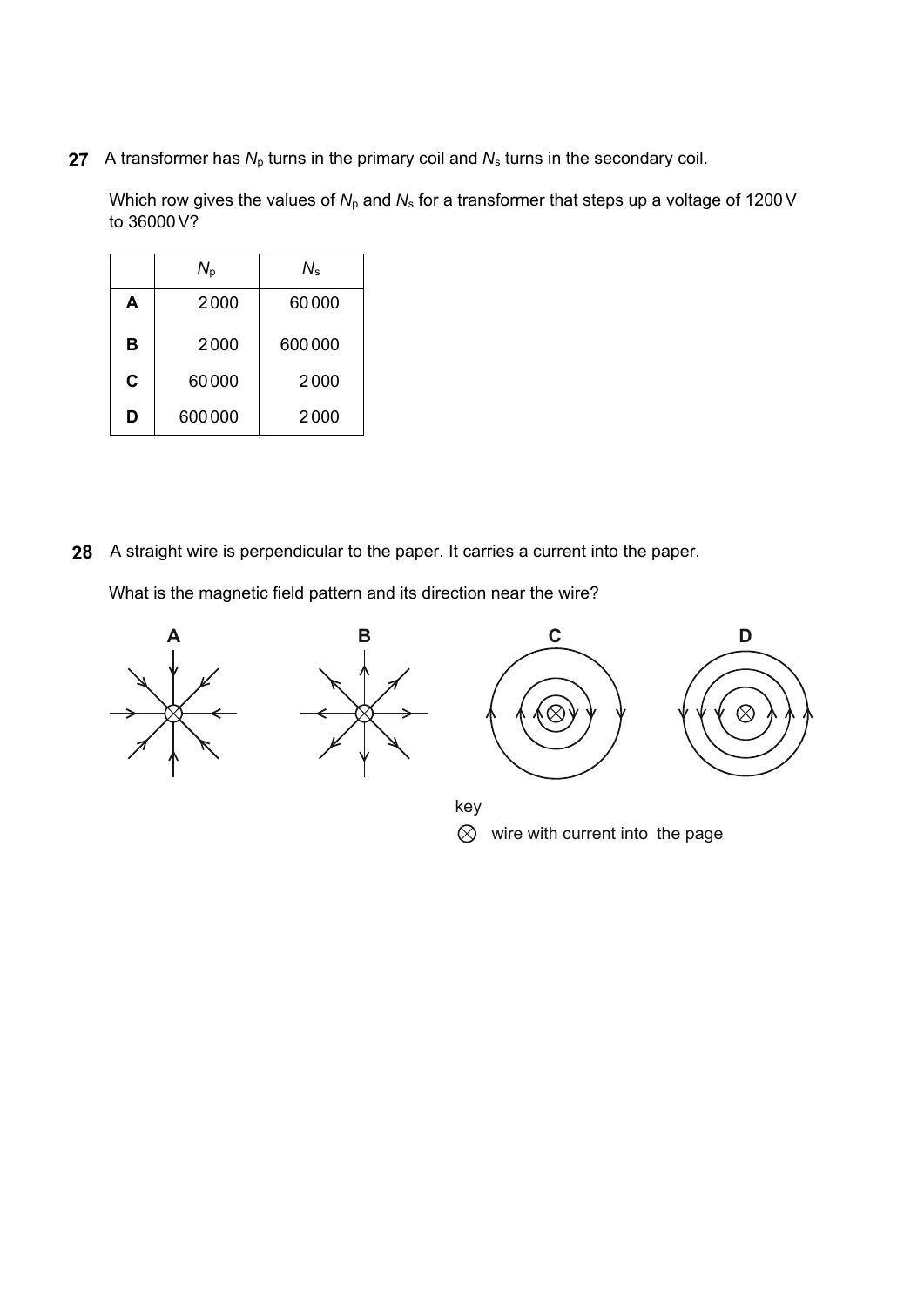**27** A transformer has $N_p$ turns in the primary coil and $N_s$ turns in the secondary coil.

Which row gives the values of $N_p$ and $N_s$ for a transformer that steps up a voltage of 1200 V to 36000 V?

| | $N_p$ | $N_s$ |
|---|---|---|
| **A** | 2000 | 60000 |
| **B** | 2000 | 600000 |
| **C** | 60000 | 2000 |
| **D** | 600000 | 2000 |

**28** A straight wire is perpendicular to the paper. It carries a current into the paper.

What is the magnetic field pattern and its direction near the wire?

**A** **B** **C** **D**

key

⊗ wire with current into the page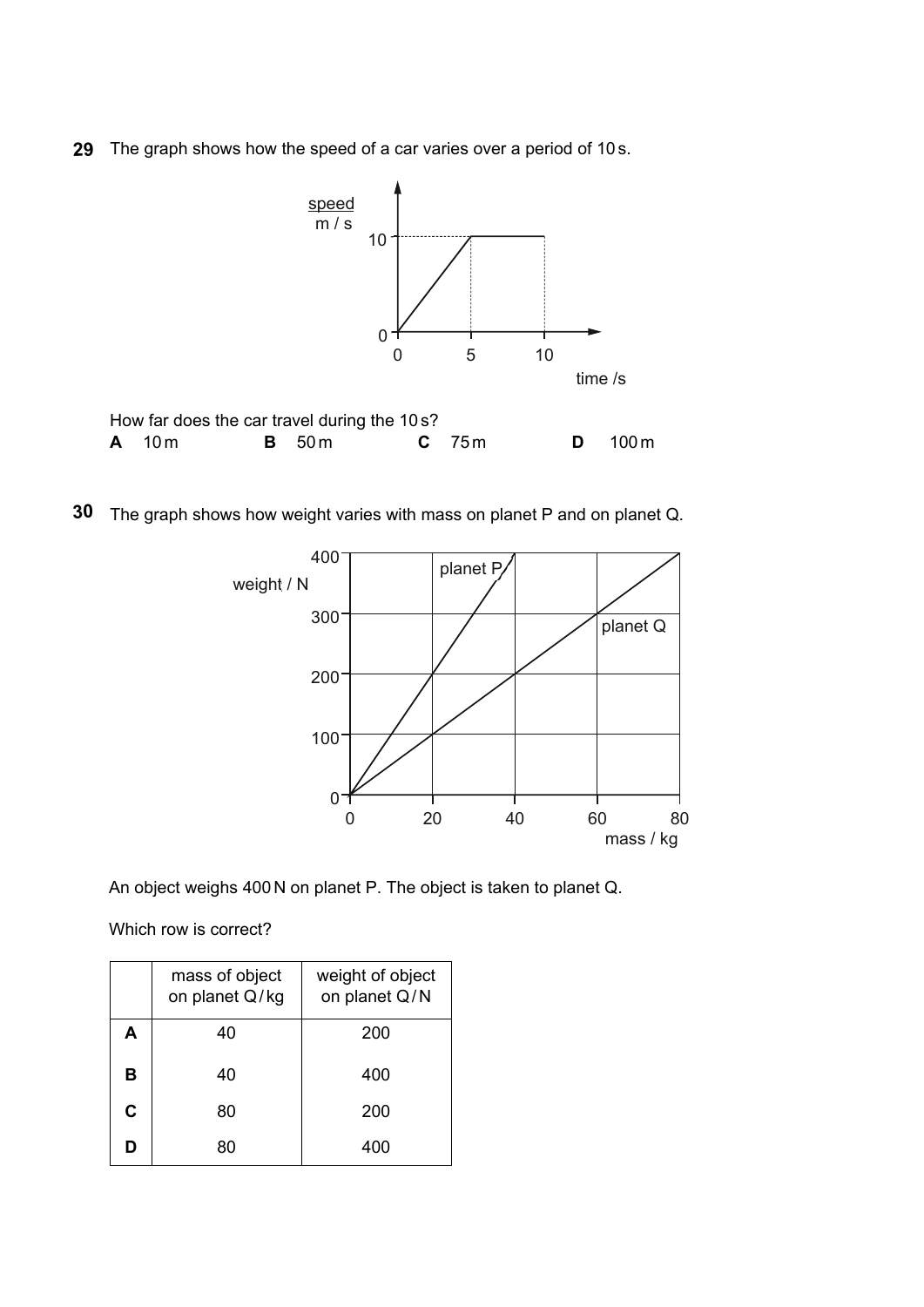**29** The graph shows how the speed of a car varies over a period of 10 s.

How far does the car travel during the 10 s?

**A** 10 m **B** 50 m **C** 75 m **D** 100 m

**30** The graph shows how weight varies with mass on planet P and on planet Q.

An object weighs 400 N on planet P. The object is taken to planet Q.

Which row is correct?

| | mass of object on planet Q / kg | weight of object on planet Q / N |
|---|---|---|
| **A** | 40 | 200 |
| **B** | 40 | 400 |
| **C** | 80 | 200 |
| **D** | 80 | 400 |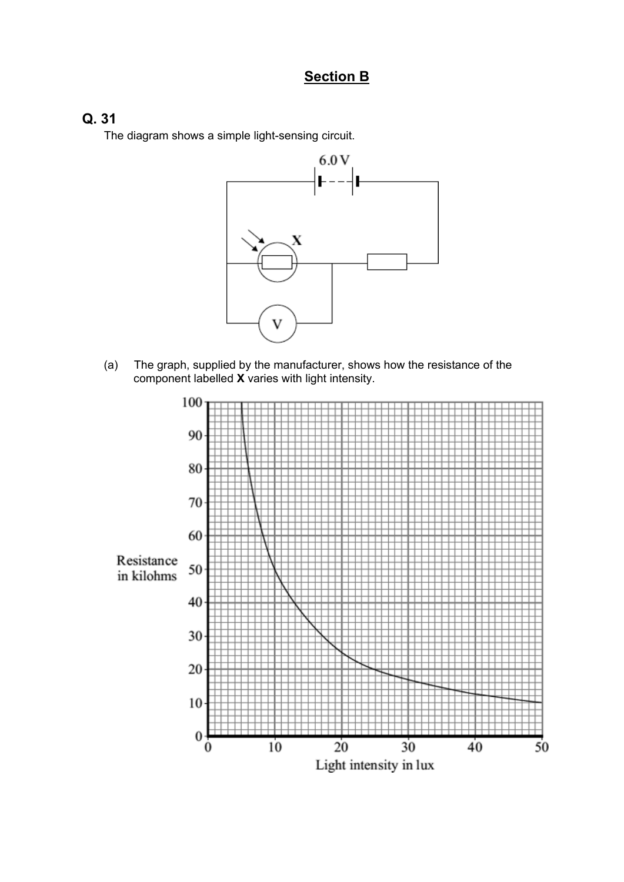## Section B

### Q. 31

The diagram shows a simple light-sensing circuit.

(a) The graph, supplied by the manufacturer, shows how the resistance of the component labelled **X** varies with light intensity.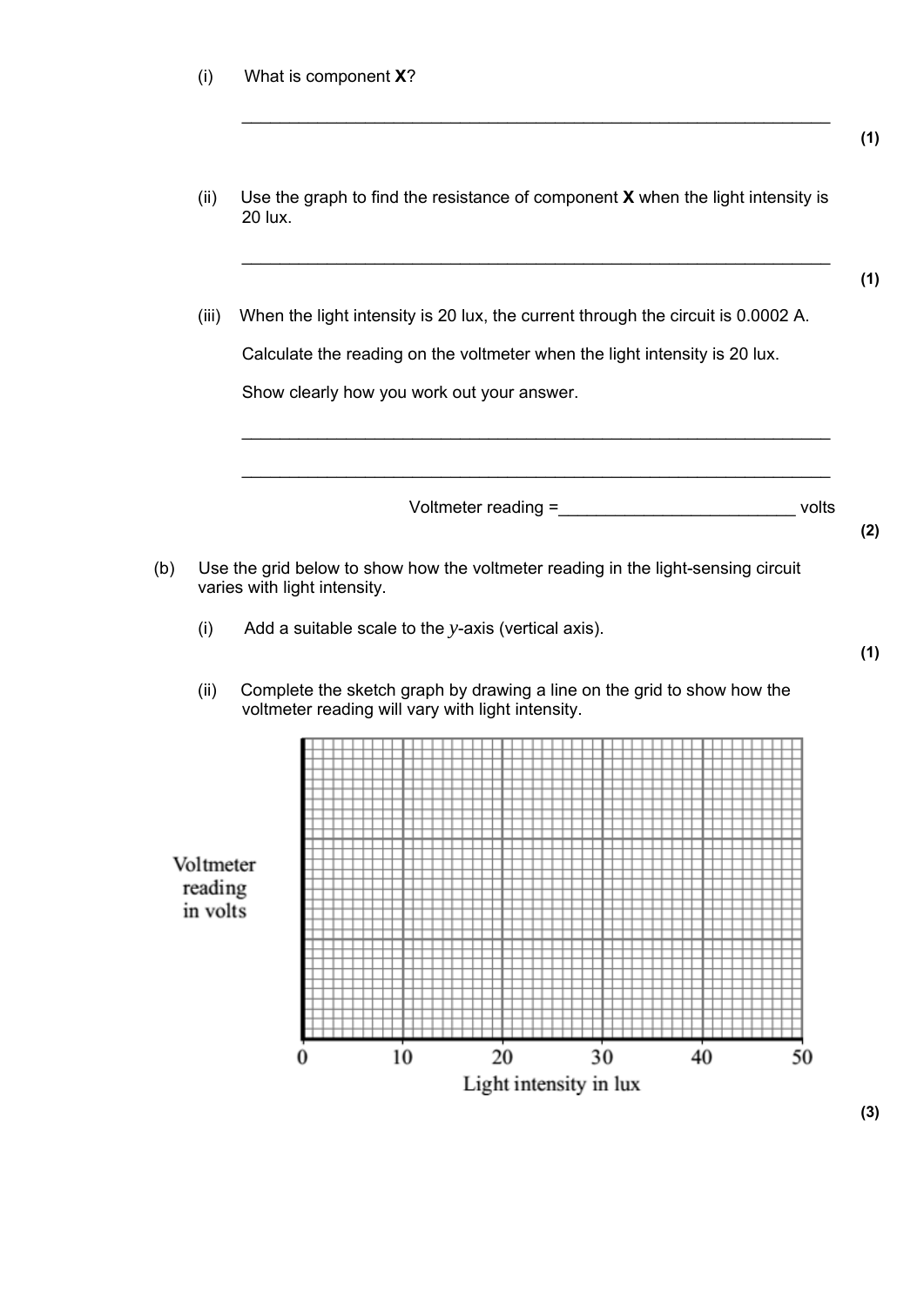(i) What is component **X**?

_______________________________________________________________

**(1)**

(ii) Use the graph to find the resistance of component **X** when the light intensity is 20 lux.

_______________________________________________________________

**(1)**

(iii) When the light intensity is 20 lux, the current through the circuit is 0.0002 A.

Calculate the reading on the voltmeter when the light intensity is 20 lux.

Show clearly how you work out your answer.

_______________________________________________________________

_______________________________________________________________

Voltmeter reading = _________________________ volts

**(2)**

(b) Use the grid below to show how the voltmeter reading in the light-sensing circuit varies with light intensity.

(i) Add a suitable scale to the $y$-axis (vertical axis).

**(1)**

(ii) Complete the sketch graph by drawing a line on the grid to show how the voltmeter reading will vary with light intensity.

Voltmeter reading in volts

0 10 20 30 40 50

Light intensity in lux

**(3)**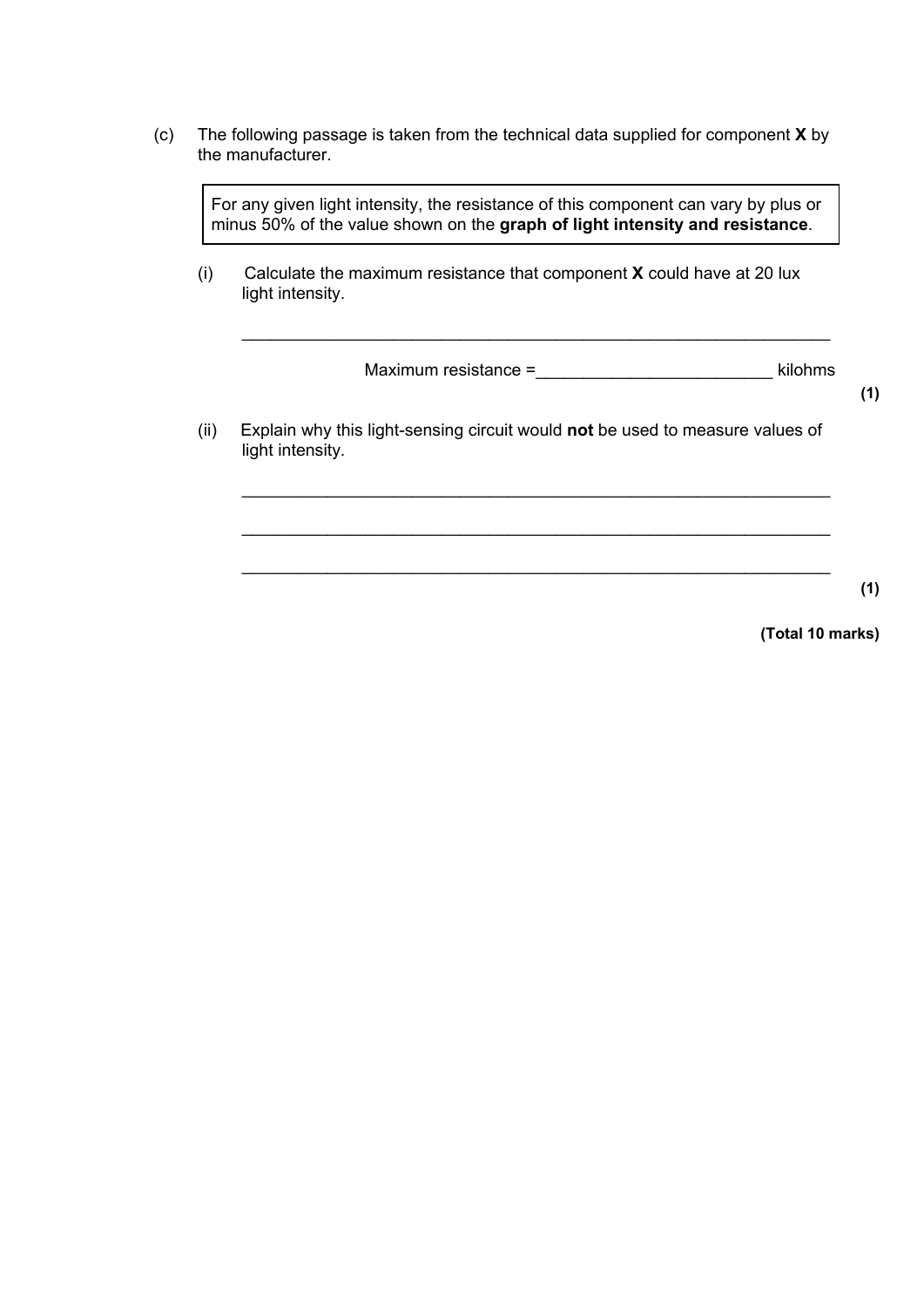(c) The following passage is taken from the technical data supplied for component **X** by the manufacturer.

> For any given light intensity, the resistance of this component can vary by plus or minus 50% of the value shown on the **graph of light intensity and resistance**.

(i) Calculate the maximum resistance that component **X** could have at 20 lux light intensity.

___________________________________________________________________

Maximum resistance = ________________________ kilohms

**(1)**

(ii) Explain why this light-sensing circuit would **not** be used to measure values of light intensity.

___________________________________________________________________

___________________________________________________________________

___________________________________________________________________

**(1)**

**(Total 10 marks)**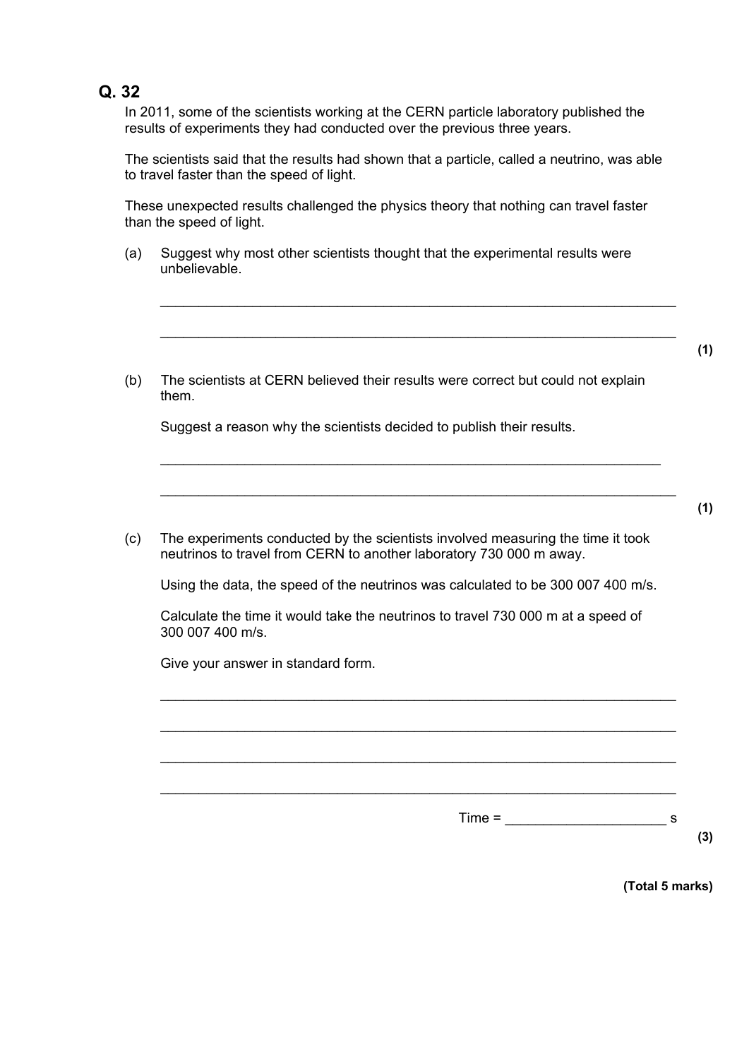## Q. 32

In 2011, some of the scientists working at the CERN particle laboratory published the results of experiments they had conducted over the previous three years.

The scientists said that the results had shown that a particle, called a neutrino, was able to travel faster than the speed of light.

These unexpected results challenged the physics theory that nothing can travel faster than the speed of light.

(a) Suggest why most other scientists thought that the experimental results were unbelievable.

___________________________________________________________________

___________________________________________________________________

**(1)**

(b) The scientists at CERN believed their results were correct but could not explain them.

Suggest a reason why the scientists decided to publish their results.

___________________________________________________________________

___________________________________________________________________

**(1)**

(c) The experiments conducted by the scientists involved measuring the time it took neutrinos to travel from CERN to another laboratory 730 000 m away.

Using the data, the speed of the neutrinos was calculated to be 300 007 400 m/s.

Calculate the time it would take the neutrinos to travel 730 000 m at a speed of 300 007 400 m/s.

Give your answer in standard form.

___________________________________________________________________

___________________________________________________________________

___________________________________________________________________

___________________________________________________________________

Time = ____________________ s

**(3)**

**(Total 5 marks)**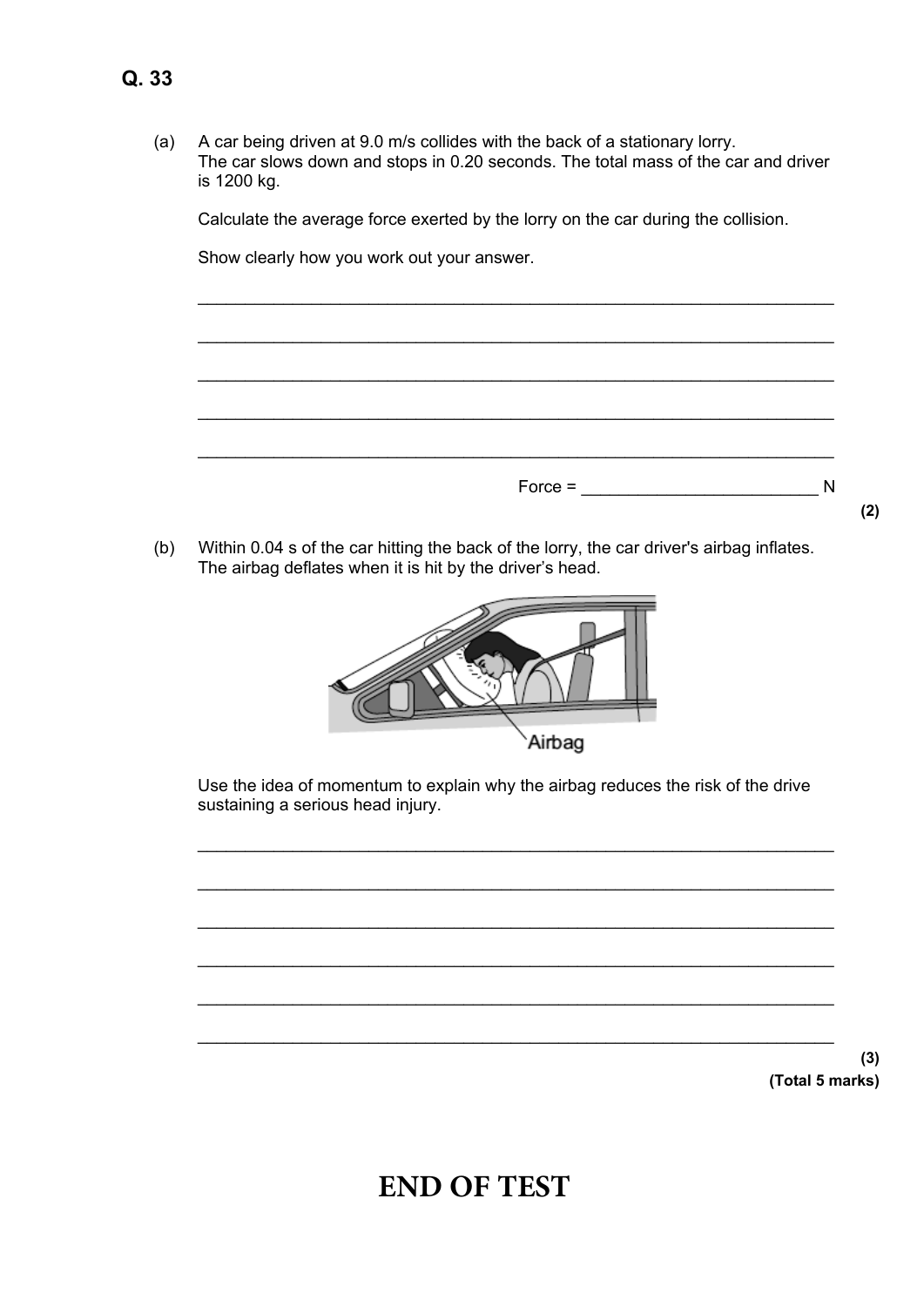## Q. 33

(a) A car being driven at 9.0 m/s collides with the back of a stationary lorry. The car slows down and stops in 0.20 seconds. The total mass of the car and driver is 1200 kg.

Calculate the average force exerted by the lorry on the car during the collision.

Show clearly how you work out your answer.

\_\_\_\_\_\_\_\_\_\_\_\_\_\_\_\_\_\_\_\_\_\_\_\_\_\_\_\_\_\_\_\_\_\_\_\_\_\_\_\_\_\_\_\_\_\_\_\_\_\_\_\_\_\_\_\_\_\_\_\_\_\_\_\_

\_\_\_\_\_\_\_\_\_\_\_\_\_\_\_\_\_\_\_\_\_\_\_\_\_\_\_\_\_\_\_\_\_\_\_\_\_\_\_\_\_\_\_\_\_\_\_\_\_\_\_\_\_\_\_\_\_\_\_\_\_\_\_\_

\_\_\_\_\_\_\_\_\_\_\_\_\_\_\_\_\_\_\_\_\_\_\_\_\_\_\_\_\_\_\_\_\_\_\_\_\_\_\_\_\_\_\_\_\_\_\_\_\_\_\_\_\_\_\_\_\_\_\_\_\_\_\_\_

\_\_\_\_\_\_\_\_\_\_\_\_\_\_\_\_\_\_\_\_\_\_\_\_\_\_\_\_\_\_\_\_\_\_\_\_\_\_\_\_\_\_\_\_\_\_\_\_\_\_\_\_\_\_\_\_\_\_\_\_\_\_\_\_

\_\_\_\_\_\_\_\_\_\_\_\_\_\_\_\_\_\_\_\_\_\_\_\_\_\_\_\_\_\_\_\_\_\_\_\_\_\_\_\_\_\_\_\_\_\_\_\_\_\_\_\_\_\_\_\_\_\_\_\_\_\_\_\_

Force = \_\_\_\_\_\_\_\_\_\_\_\_\_\_\_\_\_\_\_\_\_\_\_\_\_ N

**(2)**

(b) Within 0.04 s of the car hitting the back of the lorry, the car driver's airbag inflates. The airbag deflates when it is hit by the driver's head.

Airbag

Use the idea of momentum to explain why the airbag reduces the risk of the drive sustaining a serious head injury.

\_\_\_\_\_\_\_\_\_\_\_\_\_\_\_\_\_\_\_\_\_\_\_\_\_\_\_\_\_\_\_\_\_\_\_\_\_\_\_\_\_\_\_\_\_\_\_\_\_\_\_\_\_\_\_\_\_\_\_\_\_\_\_\_

\_\_\_\_\_\_\_\_\_\_\_\_\_\_\_\_\_\_\_\_\_\_\_\_\_\_\_\_\_\_\_\_\_\_\_\_\_\_\_\_\_\_\_\_\_\_\_\_\_\_\_\_\_\_\_\_\_\_\_\_\_\_\_\_

\_\_\_\_\_\_\_\_\_\_\_\_\_\_\_\_\_\_\_\_\_\_\_\_\_\_\_\_\_\_\_\_\_\_\_\_\_\_\_\_\_\_\_\_\_\_\_\_\_\_\_\_\_\_\_\_\_\_\_\_\_\_\_\_

\_\_\_\_\_\_\_\_\_\_\_\_\_\_\_\_\_\_\_\_\_\_\_\_\_\_\_\_\_\_\_\_\_\_\_\_\_\_\_\_\_\_\_\_\_\_\_\_\_\_\_\_\_\_\_\_\_\_\_\_\_\_\_\_

\_\_\_\_\_\_\_\_\_\_\_\_\_\_\_\_\_\_\_\_\_\_\_\_\_\_\_\_\_\_\_\_\_\_\_\_\_\_\_\_\_\_\_\_\_\_\_\_\_\_\_\_\_\_\_\_\_\_\_\_\_\_\_\_

\_\_\_\_\_\_\_\_\_\_\_\_\_\_\_\_\_\_\_\_\_\_\_\_\_\_\_\_\_\_\_\_\_\_\_\_\_\_\_\_\_\_\_\_\_\_\_\_\_\_\_\_\_\_\_\_\_\_\_\_\_\_\_\_

**(3)**

**(Total 5 marks)**

# END OF TEST